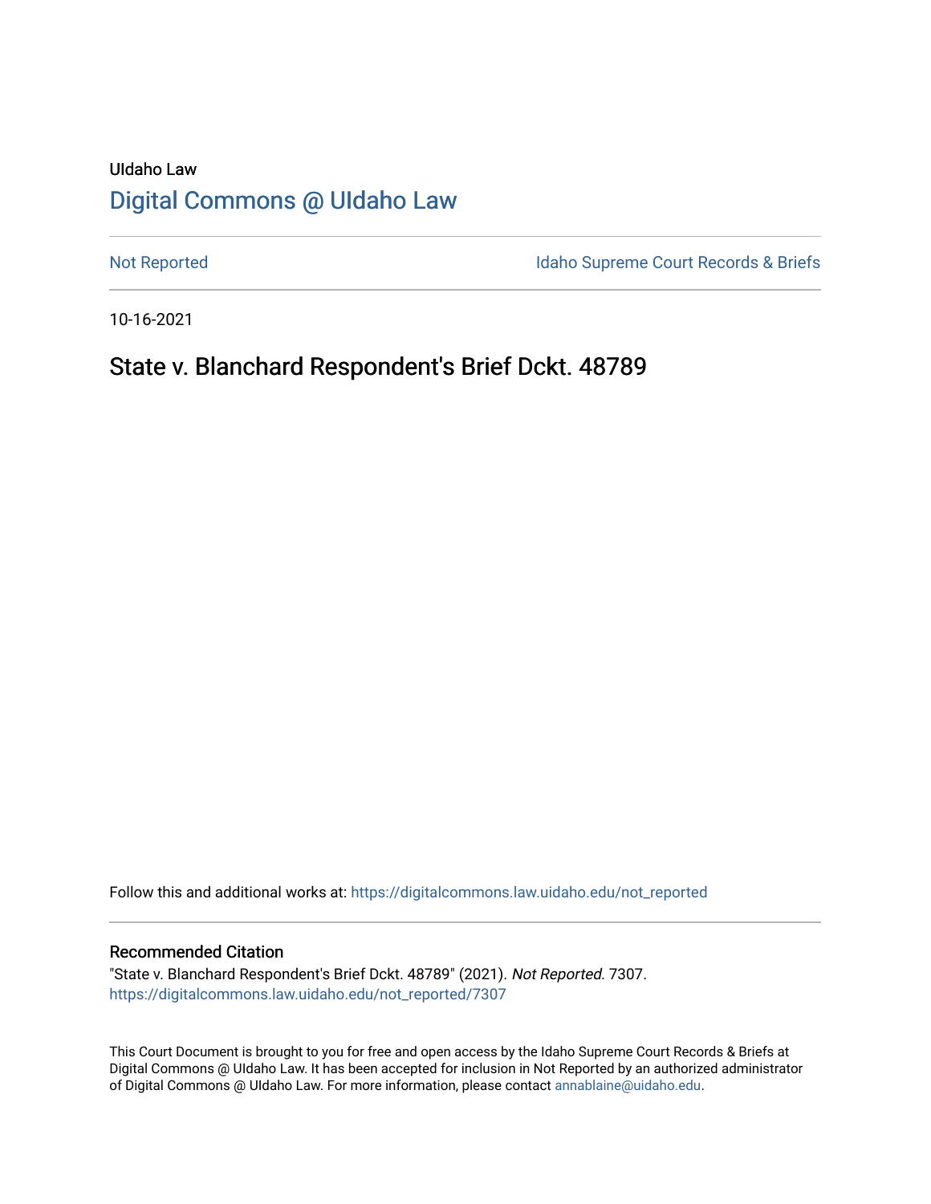UIdaho Law

# Digital Commons @ UIdaho Law

Not Reported

Idaho Supreme Court Records & Briefs

10-16-2021

## State v. Blanchard Respondent's Brief Dckt. 48789

Follow this and additional works at: https://digitalcommons.law.uidaho.edu/not_reported

### Recommended Citation

"State v. Blanchard Respondent's Brief Dckt. 48789" (2021). *Not Reported*. 7307.
https://digitalcommons.law.uidaho.edu/not_reported/7307

This Court Document is brought to you for free and open access by the Idaho Supreme Court Records & Briefs at Digital Commons @ UIdaho Law. It has been accepted for inclusion in Not Reported by an authorized administrator of Digital Commons @ UIdaho Law. For more information, please contact annablaine@uidaho.edu.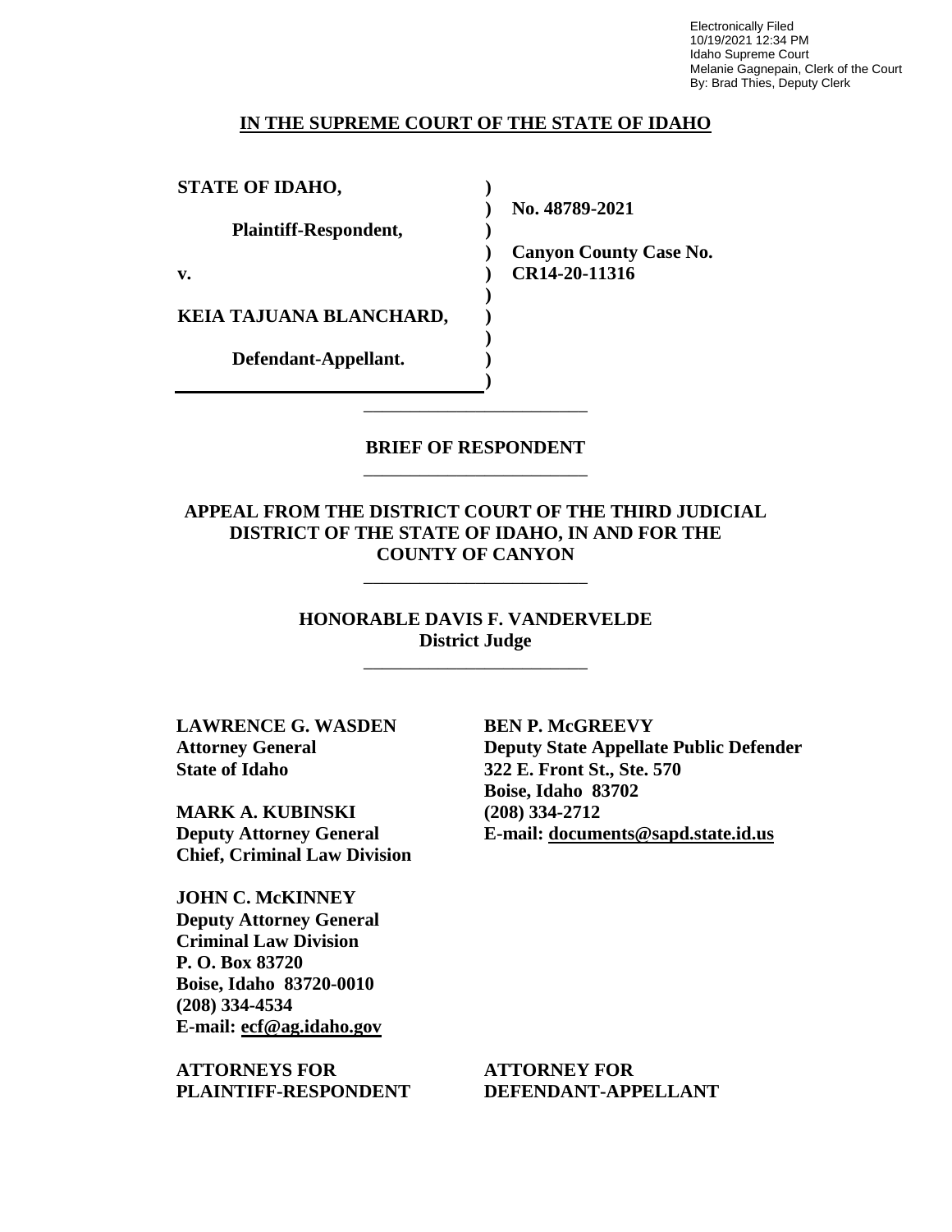Electronically Filed
10/19/2021 12:34 PM
Idaho Supreme Court
Melanie Gagnepain, Clerk of the Court
By: Brad Thies, Deputy Clerk

**IN THE SUPREME COURT OF THE STATE OF IDAHO**

| | | |
|---|---|---|
| **STATE OF IDAHO,** | ) | |
| | ) | **No. 48789-2021** |
| **Plaintiff-Respondent,** | ) | |
| | ) | **Canyon County Case No.** |
| **v.** | ) | **CR14-20-11316** |
| | ) | |
| **KEIA TAJUANA BLANCHARD,** | ) | |
| | ) | |
| **Defendant-Appellant.** | ) | |
| | ) | |

---

**BRIEF OF RESPONDENT**

---

**APPEAL FROM THE DISTRICT COURT OF THE THIRD JUDICIAL DISTRICT OF THE STATE OF IDAHO, IN AND FOR THE COUNTY OF CANYON**

---

**HONORABLE DAVIS F. VANDERVELDE**
**District Judge**

---

**LAWRENCE G. WASDEN**
**Attorney General**
**State of Idaho**

**MARK A. KUBINSKI**
**Deputy Attorney General**
**Chief, Criminal Law Division**

**JOHN C. McKINNEY**
**Deputy Attorney General**
**Criminal Law Division**
**P. O. Box 83720**
**Boise, Idaho 83720-0010**
**(208) 334-4534**
**E-mail: ecf@ag.idaho.gov**

**ATTORNEYS FOR PLAINTIFF-RESPONDENT**

**BEN P. McGREEVY**
**Deputy State Appellate Public Defender**
**322 E. Front St., Ste. 570**
**Boise, Idaho 83702**
**(208) 334-2712**
**E-mail: documents@sapd.state.id.us**

**ATTORNEY FOR DEFENDANT-APPELLANT**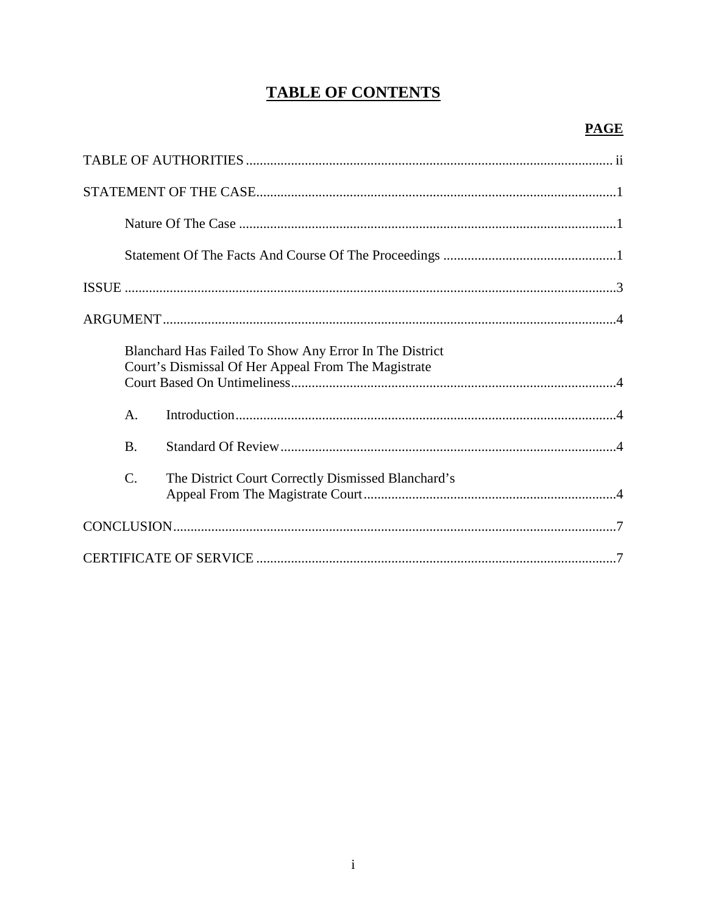# TABLE OF CONTENTS

| | PAGE |
|---|---|
| TABLE OF AUTHORITIES | ii |
| STATEMENT OF THE CASE | 1 |
| Nature Of The Case | 1 |
| Statement Of The Facts And Course Of The Proceedings | 1 |
| ISSUE | 3 |
| ARGUMENT | 4 |
| Blanchard Has Failed To Show Any Error In The District Court's Dismissal Of Her Appeal From The Magistrate Court Based On Untimeliness | 4 |
| A. Introduction | 4 |
| B. Standard Of Review | 4 |
| C. The District Court Correctly Dismissed Blanchard's Appeal From The Magistrate Court | 4 |
| CONCLUSION | 7 |
| CERTIFICATE OF SERVICE | 7 |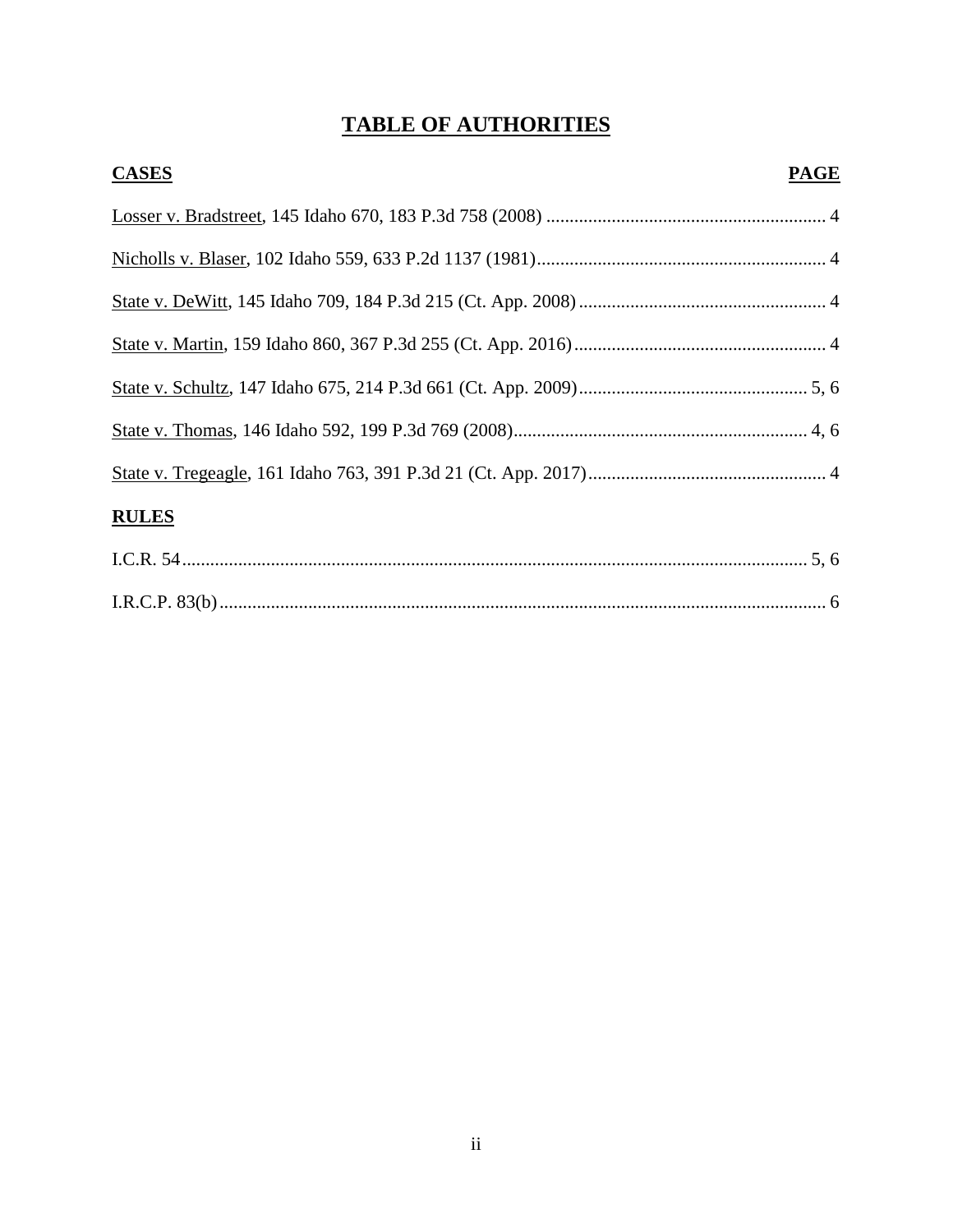# TABLE OF AUTHORITIES

**CASES** **PAGE**

Losser v. Bradstreet, 145 Idaho 670, 183 P.3d 758 (2008) ............................................................ 4

Nicholls v. Blaser, 102 Idaho 559, 633 P.2d 1137 (1981).............................................................. 4

State v. DeWitt, 145 Idaho 709, 184 P.3d 215 (Ct. App. 2008) ..................................................... 4

State v. Martin, 159 Idaho 860, 367 P.3d 255 (Ct. App. 2016)...................................................... 4

State v. Schultz, 147 Idaho 675, 214 P.3d 661 (Ct. App. 2009)................................................. 5, 6

State v. Thomas, 146 Idaho 592, 199 P.3d 769 (2008)............................................................... 4, 6

State v. Tregeagle, 161 Idaho 763, 391 P.3d 21 (Ct. App. 2017)................................................... 4

**RULES**

I.C.R. 54...................................................................................................................................... 5, 6

I.R.C.P. 83(b).................................................................................................................................. 6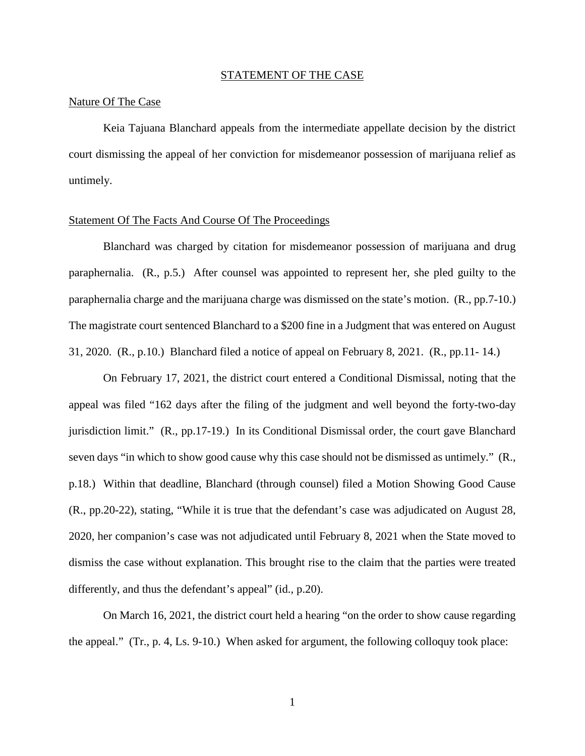## STATEMENT OF THE CASE

### Nature Of The Case

Keia Tajuana Blanchard appeals from the intermediate appellate decision by the district court dismissing the appeal of her conviction for misdemeanor possession of marijuana relief as untimely.

### Statement Of The Facts And Course Of The Proceedings

Blanchard was charged by citation for misdemeanor possession of marijuana and drug paraphernalia. (R., p.5.) After counsel was appointed to represent her, she pled guilty to the paraphernalia charge and the marijuana charge was dismissed on the state's motion. (R., pp.7-10.) The magistrate court sentenced Blanchard to a $200 fine in a Judgment that was entered on August 31, 2020. (R., p.10.) Blanchard filed a notice of appeal on February 8, 2021. (R., pp.11- 14.)

On February 17, 2021, the district court entered a Conditional Dismissal, noting that the appeal was filed "162 days after the filing of the judgment and well beyond the forty-two-day jurisdiction limit." (R., pp.17-19.) In its Conditional Dismissal order, the court gave Blanchard seven days "in which to show good cause why this case should not be dismissed as untimely." (R., p.18.) Within that deadline, Blanchard (through counsel) filed a Motion Showing Good Cause (R., pp.20-22), stating, "While it is true that the defendant's case was adjudicated on August 28, 2020, her companion's case was not adjudicated until February 8, 2021 when the State moved to dismiss the case without explanation. This brought rise to the claim that the parties were treated differently, and thus the defendant's appeal" (id., p.20).

On March 16, 2021, the district court held a hearing "on the order to show cause regarding the appeal." (Tr., p. 4, Ls. 9-10.) When asked for argument, the following colloquy took place: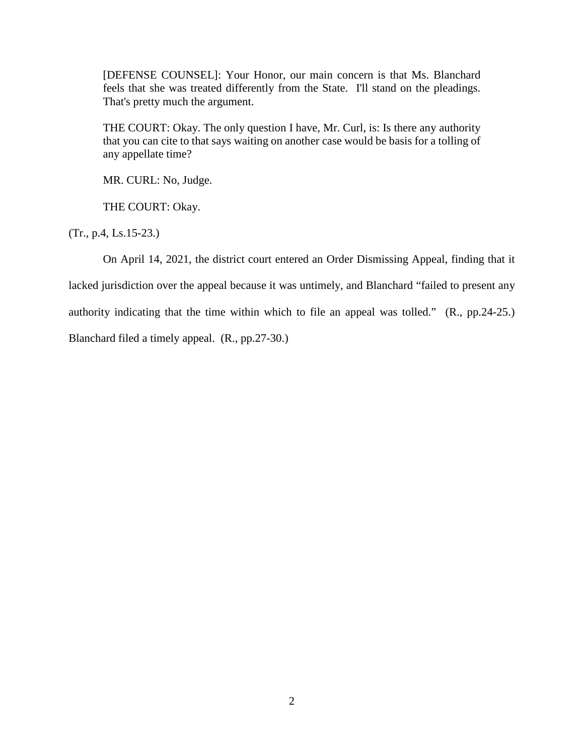> [DEFENSE COUNSEL]: Your Honor, our main concern is that Ms. Blanchard feels that she was treated differently from the State. I'll stand on the pleadings. That's pretty much the argument.
>
> THE COURT: Okay. The only question I have, Mr. Curl, is: Is there any authority that you can cite to that says waiting on another case would be basis for a tolling of any appellate time?
>
> MR. CURL: No, Judge.
>
> THE COURT: Okay.

(Tr., p.4, Ls.15-23.)

On April 14, 2021, the district court entered an Order Dismissing Appeal, finding that it lacked jurisdiction over the appeal because it was untimely, and Blanchard "failed to present any authority indicating that the time within which to file an appeal was tolled." (R., pp.24-25.) Blanchard filed a timely appeal. (R., pp.27-30.)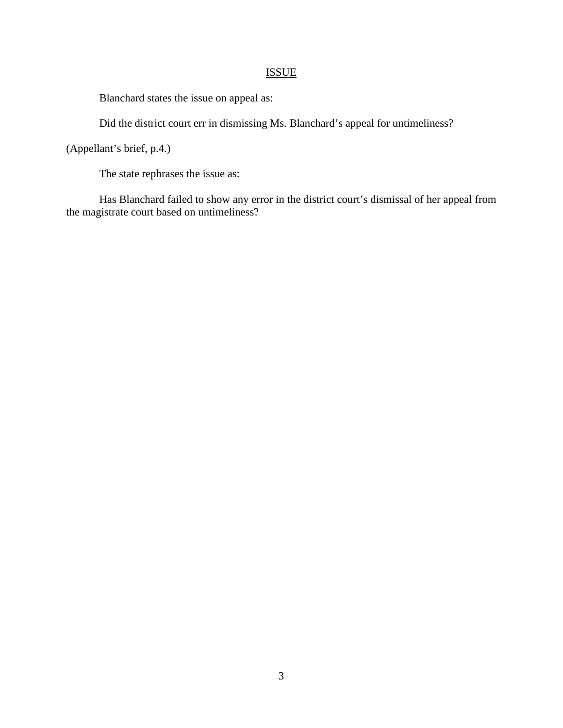## ISSUE

Blanchard states the issue on appeal as:

Did the district court err in dismissing Ms. Blanchard's appeal for untimeliness?

(Appellant's brief, p.4.)

The state rephrases the issue as:

Has Blanchard failed to show any error in the district court's dismissal of her appeal from the magistrate court based on untimeliness?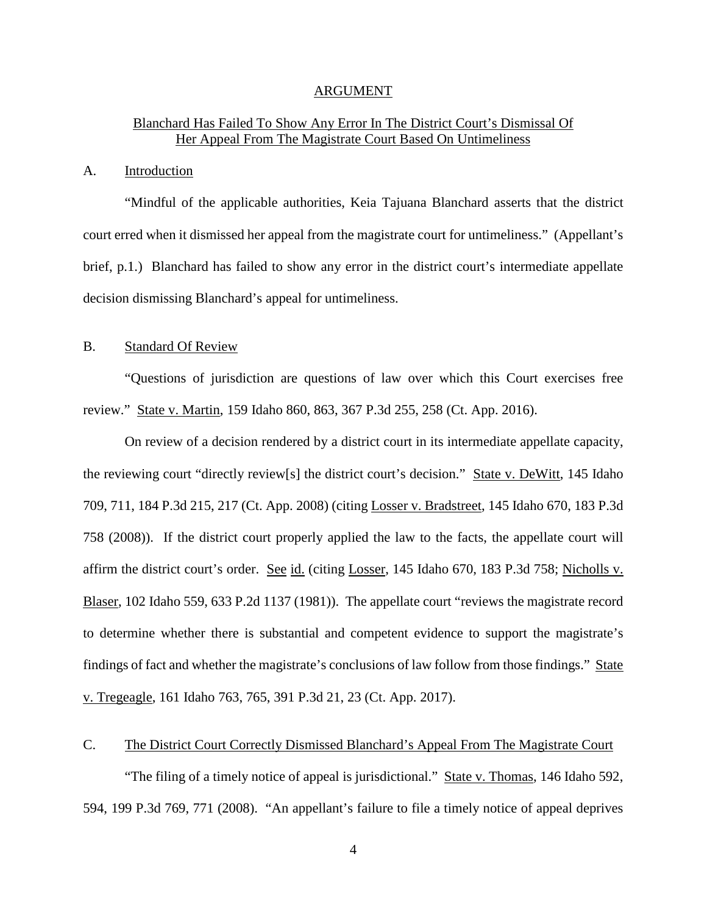# ARGUMENT

## Blanchard Has Failed To Show Any Error In The District Court's Dismissal Of Her Appeal From The Magistrate Court Based On Untimeliness

### A. Introduction

"Mindful of the applicable authorities, Keia Tajuana Blanchard asserts that the district court erred when it dismissed her appeal from the magistrate court for untimeliness." (Appellant's brief, p.1.) Blanchard has failed to show any error in the district court's intermediate appellate decision dismissing Blanchard's appeal for untimeliness.

### B. Standard Of Review

"Questions of jurisdiction are questions of law over which this Court exercises free review." State v. Martin, 159 Idaho 860, 863, 367 P.3d 255, 258 (Ct. App. 2016).

On review of a decision rendered by a district court in its intermediate appellate capacity, the reviewing court "directly review[s] the district court's decision." State v. DeWitt, 145 Idaho 709, 711, 184 P.3d 215, 217 (Ct. App. 2008) (citing Losser v. Bradstreet, 145 Idaho 670, 183 P.3d 758 (2008)). If the district court properly applied the law to the facts, the appellate court will affirm the district court's order. See id. (citing Losser, 145 Idaho 670, 183 P.3d 758; Nicholls v. Blaser, 102 Idaho 559, 633 P.2d 1137 (1981)). The appellate court "reviews the magistrate record to determine whether there is substantial and competent evidence to support the magistrate's findings of fact and whether the magistrate's conclusions of law follow from those findings." State v. Tregeagle, 161 Idaho 763, 765, 391 P.3d 21, 23 (Ct. App. 2017).

### C. The District Court Correctly Dismissed Blanchard's Appeal From The Magistrate Court

"The filing of a timely notice of appeal is jurisdictional." State v. Thomas, 146 Idaho 592, 594, 199 P.3d 769, 771 (2008). "An appellant's failure to file a timely notice of appeal deprives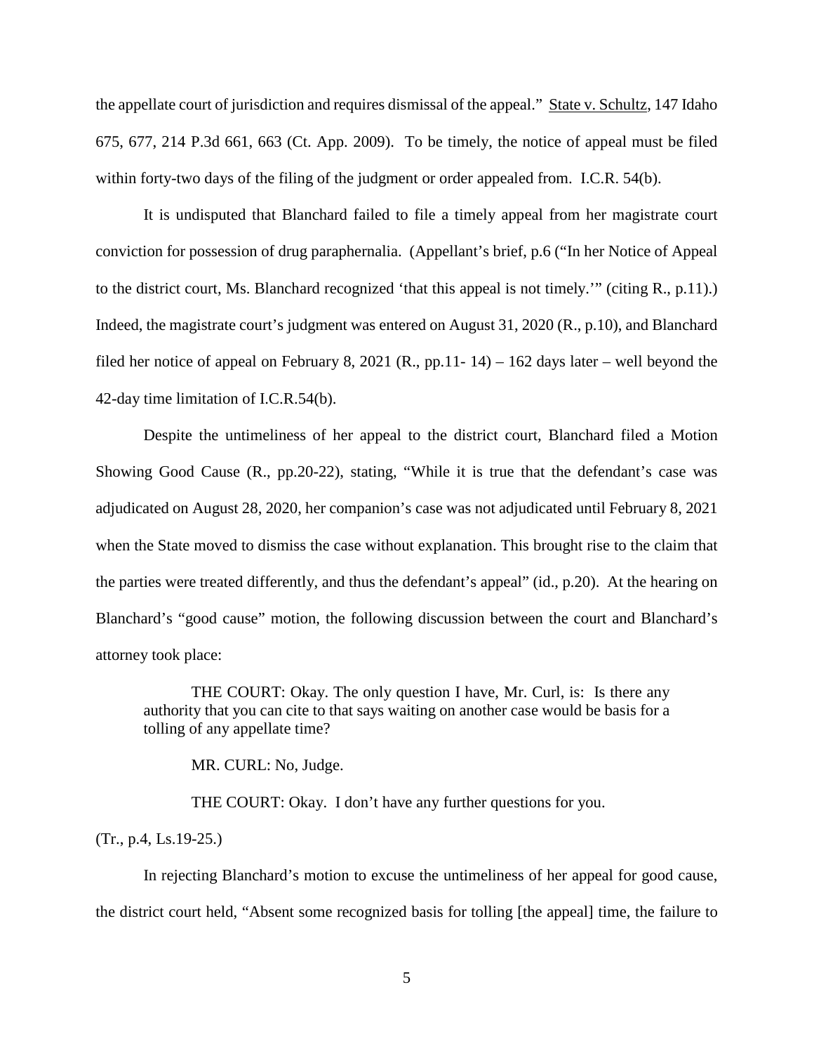the appellate court of jurisdiction and requires dismissal of the appeal." State v. Schultz, 147 Idaho 675, 677, 214 P.3d 661, 663 (Ct. App. 2009). To be timely, the notice of appeal must be filed within forty-two days of the filing of the judgment or order appealed from. I.C.R. 54(b).

It is undisputed that Blanchard failed to file a timely appeal from her magistrate court conviction for possession of drug paraphernalia. (Appellant's brief, p.6 ("In her Notice of Appeal to the district court, Ms. Blanchard recognized 'that this appeal is not timely.'" (citing R., p.11).) Indeed, the magistrate court's judgment was entered on August 31, 2020 (R., p.10), and Blanchard filed her notice of appeal on February 8, 2021 (R., pp.11- 14) – 162 days later – well beyond the 42-day time limitation of I.C.R.54(b).

Despite the untimeliness of her appeal to the district court, Blanchard filed a Motion Showing Good Cause (R., pp.20-22), stating, "While it is true that the defendant's case was adjudicated on August 28, 2020, her companion's case was not adjudicated until February 8, 2021 when the State moved to dismiss the case without explanation. This brought rise to the claim that the parties were treated differently, and thus the defendant's appeal" (id., p.20). At the hearing on Blanchard's "good cause" motion, the following discussion between the court and Blanchard's attorney took place:

> THE COURT: Okay. The only question I have, Mr. Curl, is: Is there any authority that you can cite to that says waiting on another case would be basis for a tolling of any appellate time?
>
> MR. CURL: No, Judge.
>
> THE COURT: Okay. I don't have any further questions for you.

(Tr., p.4, Ls.19-25.)

In rejecting Blanchard's motion to excuse the untimeliness of her appeal for good cause, the district court held, "Absent some recognized basis for tolling [the appeal] time, the failure to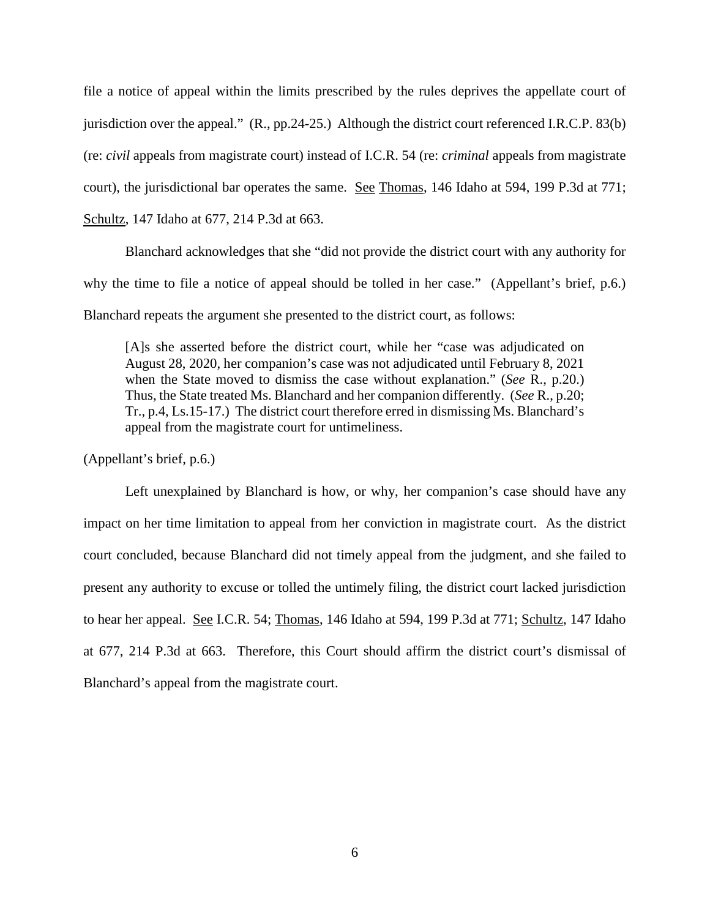file a notice of appeal within the limits prescribed by the rules deprives the appellate court of jurisdiction over the appeal." (R., pp.24-25.) Although the district court referenced I.R.C.P. 83(b) (re: *civil* appeals from magistrate court) instead of I.C.R. 54 (re: *criminal* appeals from magistrate court), the jurisdictional bar operates the same. See Thomas, 146 Idaho at 594, 199 P.3d at 771; Schultz, 147 Idaho at 677, 214 P.3d at 663.

Blanchard acknowledges that she "did not provide the district court with any authority for why the time to file a notice of appeal should be tolled in her case." (Appellant's brief, p.6.) Blanchard repeats the argument she presented to the district court, as follows:

> [A]s she asserted before the district court, while her "case was adjudicated on August 28, 2020, her companion's case was not adjudicated until February 8, 2021 when the State moved to dismiss the case without explanation." (*See* R., p.20.) Thus, the State treated Ms. Blanchard and her companion differently. (*See* R., p.20; Tr., p.4, Ls.15-17.) The district court therefore erred in dismissing Ms. Blanchard's appeal from the magistrate court for untimeliness.

(Appellant's brief, p.6.)

Left unexplained by Blanchard is how, or why, her companion's case should have any impact on her time limitation to appeal from her conviction in magistrate court. As the district court concluded, because Blanchard did not timely appeal from the judgment, and she failed to present any authority to excuse or tolled the untimely filing, the district court lacked jurisdiction to hear her appeal. See I.C.R. 54; Thomas, 146 Idaho at 594, 199 P.3d at 771; Schultz, 147 Idaho at 677, 214 P.3d at 663. Therefore, this Court should affirm the district court's dismissal of Blanchard's appeal from the magistrate court.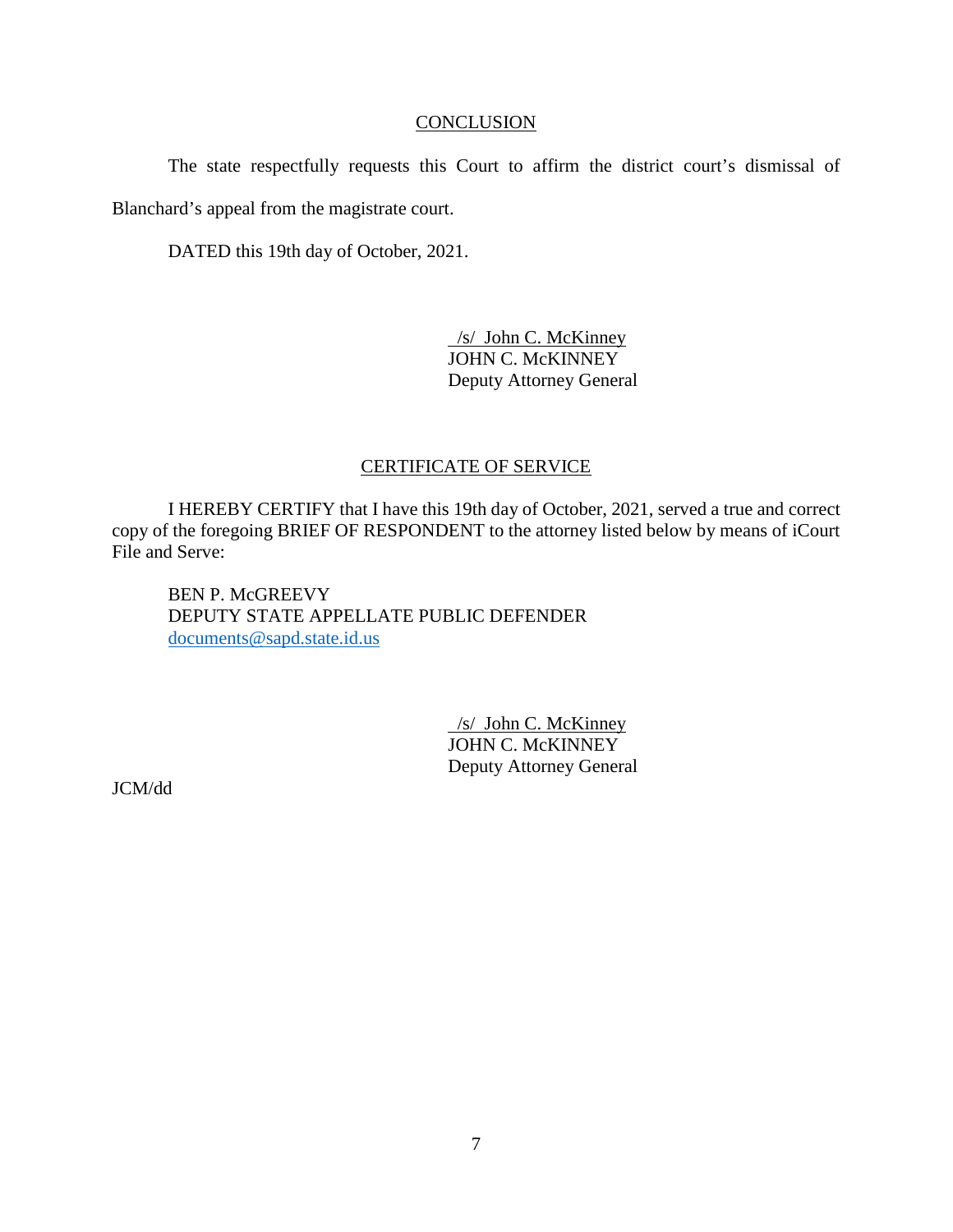## CONCLUSION

The state respectfully requests this Court to affirm the district court's dismissal of Blanchard's appeal from the magistrate court.

DATED this 19th day of October, 2021.

/s/ John C. McKinney  
JOHN C. McKINNEY  
Deputy Attorney General

## CERTIFICATE OF SERVICE

I HEREBY CERTIFY that I have this 19th day of October, 2021, served a true and correct copy of the foregoing BRIEF OF RESPONDENT to the attorney listed below by means of iCourt File and Serve:

BEN P. McGREEVY  
DEPUTY STATE APPELLATE PUBLIC DEFENDER  
documents@sapd.state.id.us

/s/ John C. McKinney  
JOHN C. McKINNEY  
Deputy Attorney General

JCM/dd